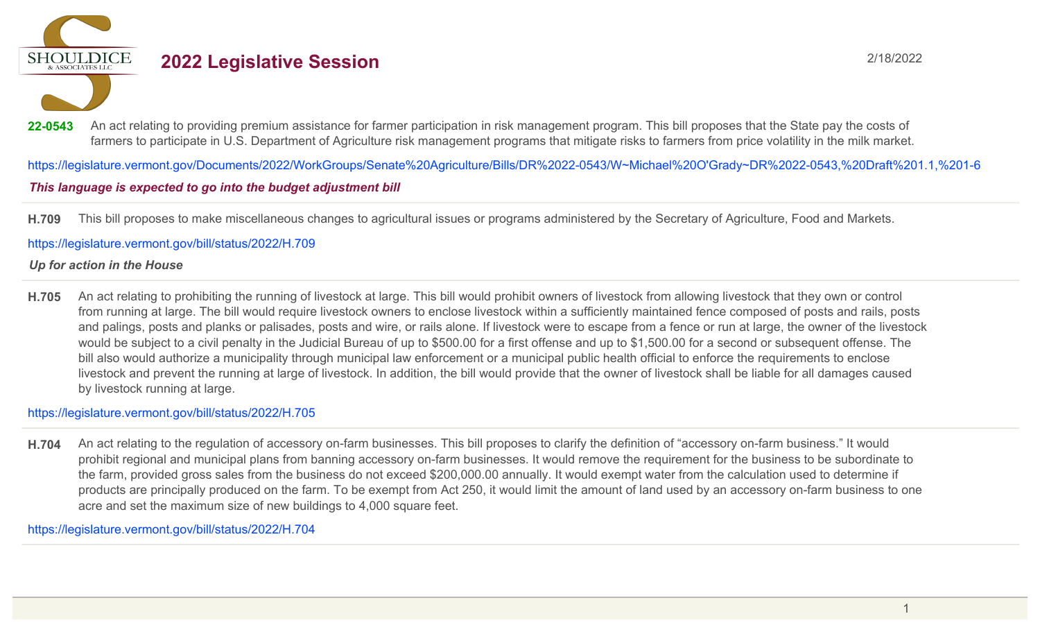# 2022 Legislative Session

2/18/2022

**22-0543** An act relating to providing premium assistance for farmer participation in risk management program. This bill proposes that the State pay the costs of farmers to participate in U.S. Department of Agriculture risk management programs that mitigate risks to farmers from price volatility in the milk market.

https://legislature.vermont.gov/Documents/2022/WorkGroups/Senate%20Agriculture/Bills/DR%2022-0543/W~Michael%20O'Grady~DR%2022-0543,%20Draft%201.1,%201-6

***This language is expected to go into the budget adjustment bill***

---

**H.709** This bill proposes to make miscellaneous changes to agricultural issues or programs administered by the Secretary of Agriculture, Food and Markets.

https://legislature.vermont.gov/bill/status/2022/H.709

***Up for action in the House***

---

**H.705** An act relating to prohibiting the running of livestock at large. This bill would prohibit owners of livestock from allowing livestock that they own or control from running at large. The bill would require livestock owners to enclose livestock within a sufficiently maintained fence composed of posts and rails, posts and palings, posts and planks or palisades, posts and wire, or rails alone. If livestock were to escape from a fence or run at large, the owner of the livestock would be subject to a civil penalty in the Judicial Bureau of up to $500.00 for a first offense and up to $1,500.00 for a second or subsequent offense. The bill also would authorize a municipality through municipal law enforcement or a municipal public health official to enforce the requirements to enclose livestock and prevent the running at large of livestock. In addition, the bill would provide that the owner of livestock shall be liable for all damages caused by livestock running at large.

https://legislature.vermont.gov/bill/status/2022/H.705

---

**H.704** An act relating to the regulation of accessory on-farm businesses. This bill proposes to clarify the definition of "accessory on-farm business." It would prohibit regional and municipal plans from banning accessory on-farm businesses. It would remove the requirement for the business to be subordinate to the farm, provided gross sales from the business do not exceed $200,000.00 annually. It would exempt water from the calculation used to determine if products are principally produced on the farm. To be exempt from Act 250, it would limit the amount of land used by an accessory on-farm business to one acre and set the maximum size of new buildings to 4,000 square feet.

https://legislature.vermont.gov/bill/status/2022/H.704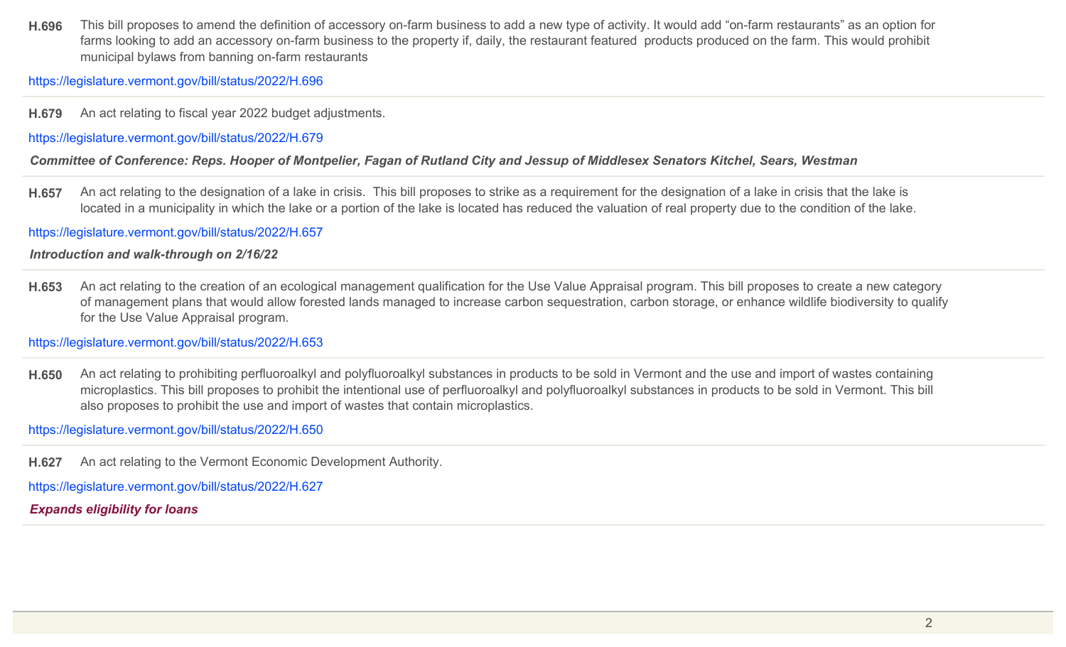**H.696** This bill proposes to amend the definition of accessory on-farm business to add a new type of activity. It would add "on-farm restaurants" as an option for farms looking to add an accessory on-farm business to the property if, daily, the restaurant featured products produced on the farm. This would prohibit municipal bylaws from banning on-farm restaurants

https://legislature.vermont.gov/bill/status/2022/H.696

---

**H.679** An act relating to fiscal year 2022 budget adjustments.

https://legislature.vermont.gov/bill/status/2022/H.679

***Committee of Conference: Reps. Hooper of Montpelier, Fagan of Rutland City and Jessup of Middlesex Senators Kitchel, Sears, Westman***

---

**H.657** An act relating to the designation of a lake in crisis. This bill proposes to strike as a requirement for the designation of a lake in crisis that the lake is located in a municipality in which the lake or a portion of the lake is located has reduced the valuation of real property due to the condition of the lake.

https://legislature.vermont.gov/bill/status/2022/H.657

***Introduction and walk-through on 2/16/22***

---

**H.653** An act relating to the creation of an ecological management qualification for the Use Value Appraisal program. This bill proposes to create a new category of management plans that would allow forested lands managed to increase carbon sequestration, carbon storage, or enhance wildlife biodiversity to qualify for the Use Value Appraisal program.

https://legislature.vermont.gov/bill/status/2022/H.653

---

**H.650** An act relating to prohibiting perfluoroalkyl and polyfluoroalkyl substances in products to be sold in Vermont and the use and import of wastes containing microplastics. This bill proposes to prohibit the intentional use of perfluoroalkyl and polyfluoroalkyl substances in products to be sold in Vermont. This bill also proposes to prohibit the use and import of wastes that contain microplastics.

https://legislature.vermont.gov/bill/status/2022/H.650

---

**H.627** An act relating to the Vermont Economic Development Authority.

https://legislature.vermont.gov/bill/status/2022/H.627

***Expands eligibility for loans***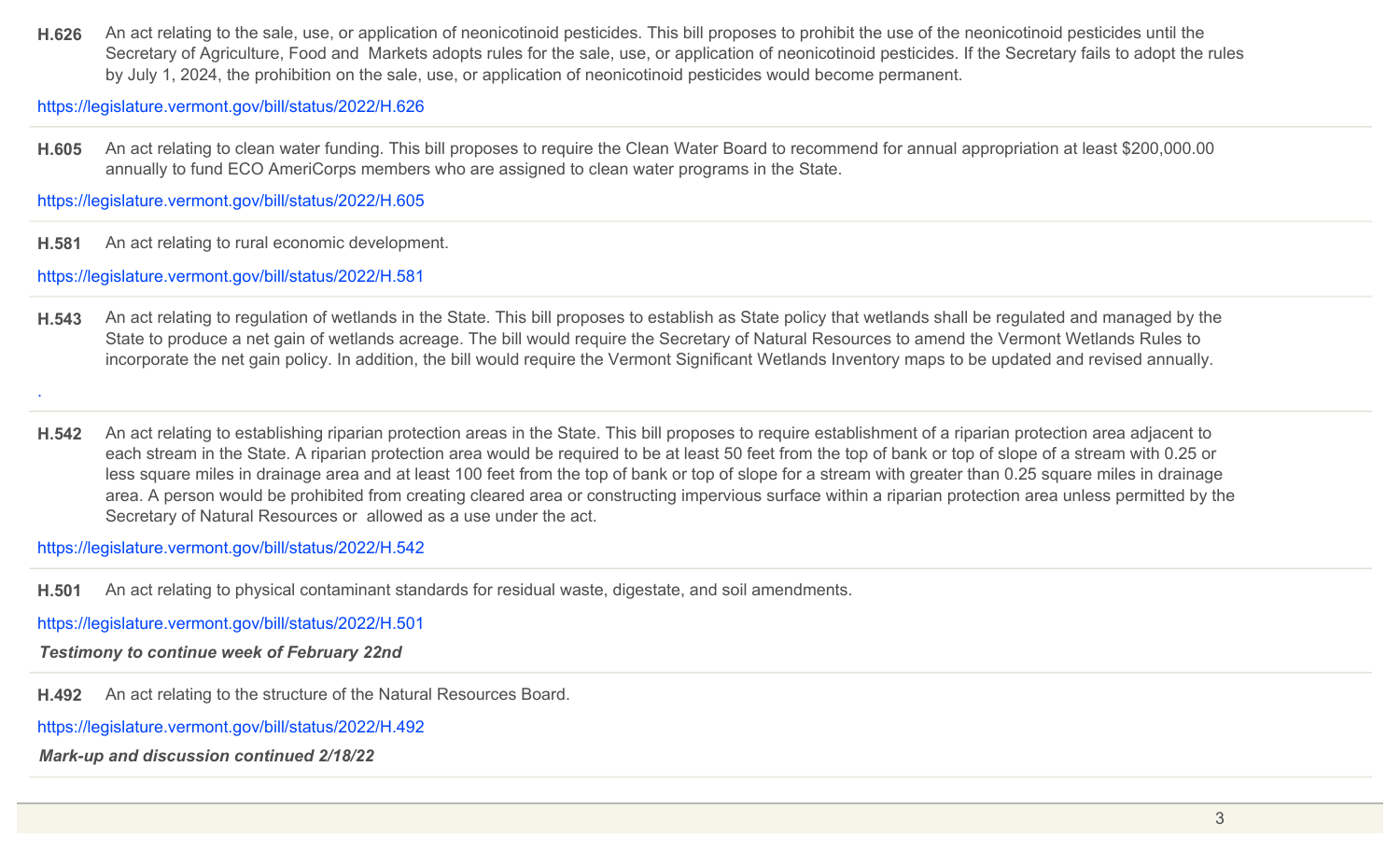**H.626** An act relating to the sale, use, or application of neonicotinoid pesticides. This bill proposes to prohibit the use of the neonicotinoid pesticides until the Secretary of Agriculture, Food and Markets adopts rules for the sale, use, or application of neonicotinoid pesticides. If the Secretary fails to adopt the rules by July 1, 2024, the prohibition on the sale, use, or application of neonicotinoid pesticides would become permanent.

https://legislature.vermont.gov/bill/status/2022/H.626

---

**H.605** An act relating to clean water funding. This bill proposes to require the Clean Water Board to recommend for annual appropriation at least $200,000.00 annually to fund ECO AmeriCorps members who are assigned to clean water programs in the State.

https://legislature.vermont.gov/bill/status/2022/H.605

---

**H.581** An act relating to rural economic development.

https://legislature.vermont.gov/bill/status/2022/H.581

---

**H.543** An act relating to regulation of wetlands in the State. This bill proposes to establish as State policy that wetlands shall be regulated and managed by the State to produce a net gain of wetlands acreage. The bill would require the Secretary of Natural Resources to amend the Vermont Wetlands Rules to incorporate the net gain policy. In addition, the bill would require the Vermont Significant Wetlands Inventory maps to be updated and revised annually.

.

---

**H.542** An act relating to establishing riparian protection areas in the State. This bill proposes to require establishment of a riparian protection area adjacent to each stream in the State. A riparian protection area would be required to be at least 50 feet from the top of bank or top of slope of a stream with 0.25 or less square miles in drainage area and at least 100 feet from the top of bank or top of slope for a stream with greater than 0.25 square miles in drainage area. A person would be prohibited from creating cleared area or constructing impervious surface within a riparian protection area unless permitted by the Secretary of Natural Resources or allowed as a use under the act.

https://legislature.vermont.gov/bill/status/2022/H.542

---

**H.501** An act relating to physical contaminant standards for residual waste, digestate, and soil amendments.

https://legislature.vermont.gov/bill/status/2022/H.501

***Testimony to continue week of February 22nd***

---

**H.492** An act relating to the structure of the Natural Resources Board.

https://legislature.vermont.gov/bill/status/2022/H.492

***Mark-up and discussion continued 2/18/22***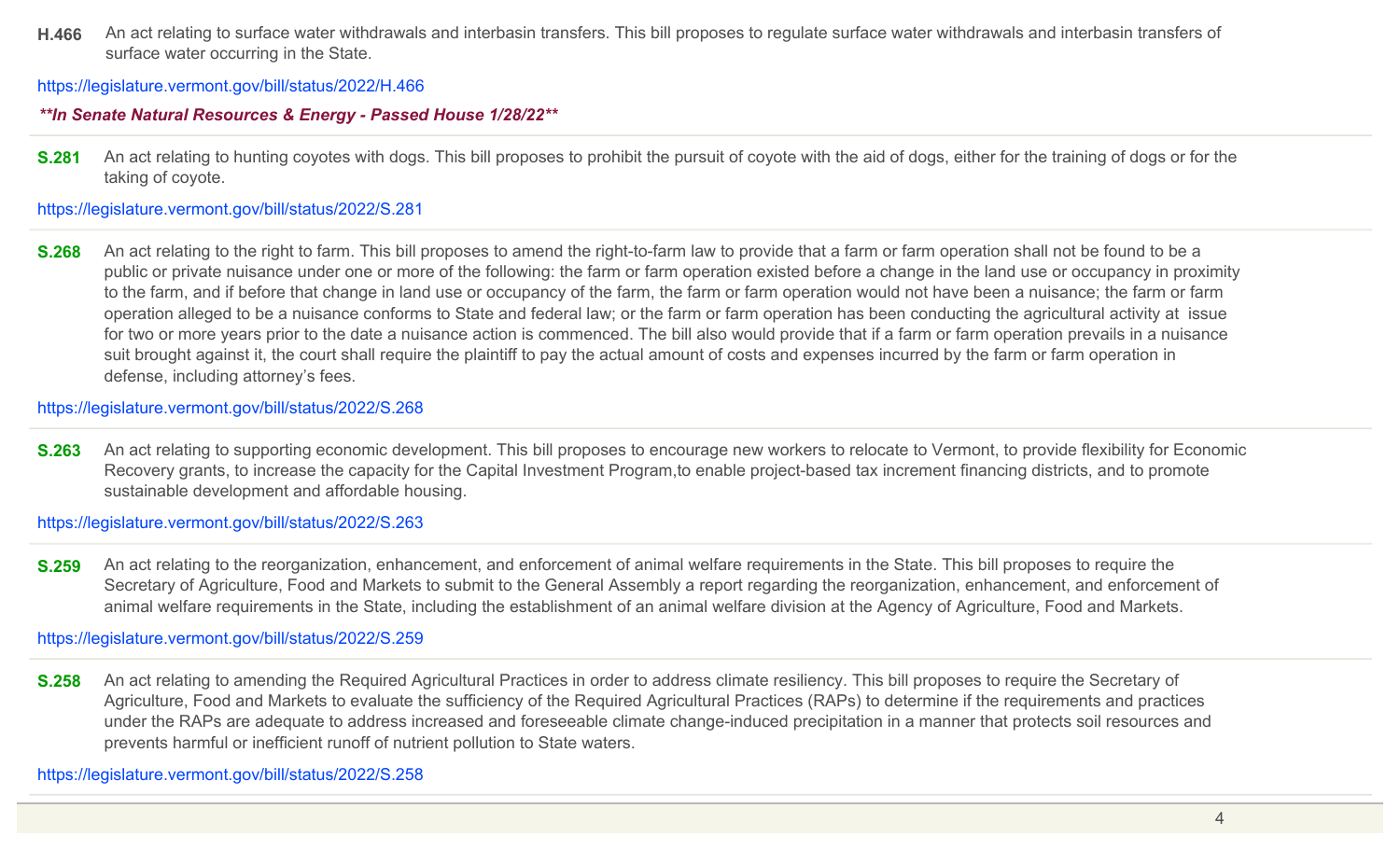**H.466** An act relating to surface water withdrawals and interbasin transfers. This bill proposes to regulate surface water withdrawals and interbasin transfers of surface water occurring in the State.

https://legislature.vermont.gov/bill/status/2022/H.466

***In Senate Natural Resources & Energy - Passed House 1/28/22***

---

**S.281** An act relating to hunting coyotes with dogs. This bill proposes to prohibit the pursuit of coyote with the aid of dogs, either for the training of dogs or for the taking of coyote.

https://legislature.vermont.gov/bill/status/2022/S.281

---

**S.268** An act relating to the right to farm. This bill proposes to amend the right-to-farm law to provide that a farm or farm operation shall not be found to be a public or private nuisance under one or more of the following: the farm or farm operation existed before a change in the land use or occupancy in proximity to the farm, and if before that change in land use or occupancy of the farm, the farm or farm operation would not have been a nuisance; the farm or farm operation alleged to be a nuisance conforms to State and federal law; or the farm or farm operation has been conducting the agricultural activity at issue for two or more years prior to the date a nuisance action is commenced. The bill also would provide that if a farm or farm operation prevails in a nuisance suit brought against it, the court shall require the plaintiff to pay the actual amount of costs and expenses incurred by the farm or farm operation in defense, including attorney's fees.

https://legislature.vermont.gov/bill/status/2022/S.268

---

**S.263** An act relating to supporting economic development. This bill proposes to encourage new workers to relocate to Vermont, to provide flexibility for Economic Recovery grants, to increase the capacity for the Capital Investment Program,to enable project-based tax increment financing districts, and to promote sustainable development and affordable housing.

https://legislature.vermont.gov/bill/status/2022/S.263

---

**S.259** An act relating to the reorganization, enhancement, and enforcement of animal welfare requirements in the State. This bill proposes to require the Secretary of Agriculture, Food and Markets to submit to the General Assembly a report regarding the reorganization, enhancement, and enforcement of animal welfare requirements in the State, including the establishment of an animal welfare division at the Agency of Agriculture, Food and Markets.

https://legislature.vermont.gov/bill/status/2022/S.259

---

**S.258** An act relating to amending the Required Agricultural Practices in order to address climate resiliency. This bill proposes to require the Secretary of Agriculture, Food and Markets to evaluate the sufficiency of the Required Agricultural Practices (RAPs) to determine if the requirements and practices under the RAPs are adequate to address increased and foreseeable climate change-induced precipitation in a manner that protects soil resources and prevents harmful or inefficient runoff of nutrient pollution to State waters.

https://legislature.vermont.gov/bill/status/2022/S.258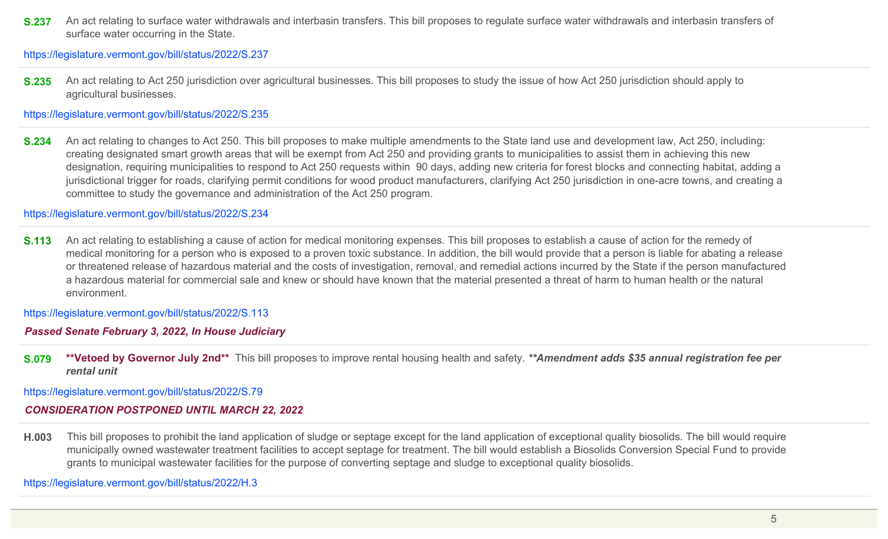**S.237** An act relating to surface water withdrawals and interbasin transfers. This bill proposes to regulate surface water withdrawals and interbasin transfers of surface water occurring in the State.

https://legislature.vermont.gov/bill/status/2022/S.237

---

**S.235** An act relating to Act 250 jurisdiction over agricultural businesses. This bill proposes to study the issue of how Act 250 jurisdiction should apply to agricultural businesses.

https://legislature.vermont.gov/bill/status/2022/S.235

---

**S.234** An act relating to changes to Act 250. This bill proposes to make multiple amendments to the State land use and development law, Act 250, including: creating designated smart growth areas that will be exempt from Act 250 and providing grants to municipalities to assist them in achieving this new designation, requiring municipalities to respond to Act 250 requests within 90 days, adding new criteria for forest blocks and connecting habitat, adding a jurisdictional trigger for roads, clarifying permit conditions for wood product manufacturers, clarifying Act 250 jurisdiction in one-acre towns, and creating a committee to study the governance and administration of the Act 250 program.

https://legislature.vermont.gov/bill/status/2022/S.234

---

**S.113** An act relating to establishing a cause of action for medical monitoring expenses. This bill proposes to establish a cause of action for the remedy of medical monitoring for a person who is exposed to a proven toxic substance. In addition, the bill would provide that a person is liable for abating a release or threatened release of hazardous material and the costs of investigation, removal, and remedial actions incurred by the State if the person manufactured a hazardous material for commercial sale and knew or should have known that the material presented a threat of harm to human health or the natural environment.

https://legislature.vermont.gov/bill/status/2022/S.113

***Passed Senate February 3, 2022, In House Judiciary***

---

**S.079** **Vetoed by Governor July 2nd** This bill proposes to improve rental housing health and safety. ***Amendment adds $35 annual registration fee per rental unit***

https://legislature.vermont.gov/bill/status/2022/S.79

***CONSIDERATION POSTPONED UNTIL MARCH 22, 2022***

---

**H.003** This bill proposes to prohibit the land application of sludge or septage except for the land application of exceptional quality biosolids. The bill would require municipally owned wastewater treatment facilities to accept septage for treatment. The bill would establish a Biosolids Conversion Special Fund to provide grants to municipal wastewater facilities for the purpose of converting septage and sludge to exceptional quality biosolids.

https://legislature.vermont.gov/bill/status/2022/H.3